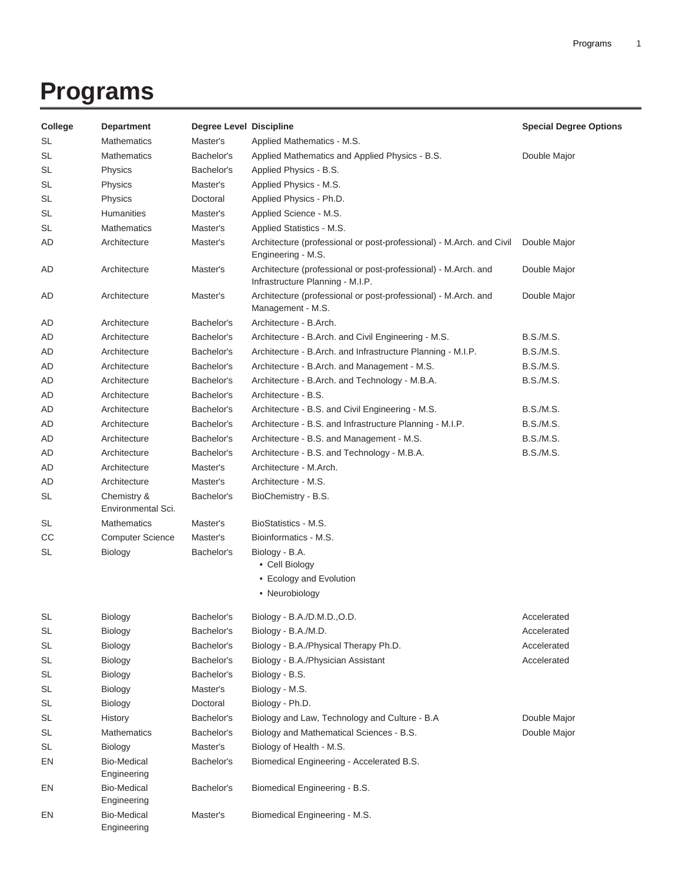# Programs

| College | Department | Degree Level | Discipline | Special Degree Options |
|---|---|---|---|---|
| SL | Mathematics | Master's | Applied Mathematics - M.S. | |
| SL | Mathematics | Bachelor's | Applied Mathematics and Applied Physics - B.S. | Double Major |
| SL | Physics | Bachelor's | Applied Physics - B.S. | |
| SL | Physics | Master's | Applied Physics - M.S. | |
| SL | Physics | Doctoral | Applied Physics - Ph.D. | |
| SL | Humanities | Master's | Applied Science - M.S. | |
| SL | Mathematics | Master's | Applied Statistics - M.S. | |
| AD | Architecture | Master's | Architecture (professional or post-professional) - M.Arch. and Civil Engineering - M.S. | Double Major |
| AD | Architecture | Master's | Architecture (professional or post-professional) - M.Arch. and Infrastructure Planning - M.I.P. | Double Major |
| AD | Architecture | Master's | Architecture (professional or post-professional) - M.Arch. and Management - M.S. | Double Major |
| AD | Architecture | Bachelor's | Architecture - B.Arch. | |
| AD | Architecture | Bachelor's | Architecture - B.Arch. and Civil Engineering - M.S. | B.S./M.S. |
| AD | Architecture | Bachelor's | Architecture - B.Arch. and Infrastructure Planning - M.I.P. | B.S./M.S. |
| AD | Architecture | Bachelor's | Architecture - B.Arch. and Management - M.S. | B.S./M.S. |
| AD | Architecture | Bachelor's | Architecture - B.Arch. and Technology - M.B.A. | B.S./M.S. |
| AD | Architecture | Bachelor's | Architecture - B.S. | |
| AD | Architecture | Bachelor's | Architecture - B.S. and Civil Engineering - M.S. | B.S./M.S. |
| AD | Architecture | Bachelor's | Architecture - B.S. and Infrastructure Planning - M.I.P. | B.S./M.S. |
| AD | Architecture | Bachelor's | Architecture - B.S. and Management - M.S. | B.S./M.S. |
| AD | Architecture | Bachelor's | Architecture - B.S. and Technology - M.B.A. | B.S./M.S. |
| AD | Architecture | Master's | Architecture - M.Arch. | |
| AD | Architecture | Master's | Architecture - M.S. | |
| SL | Chemistry & Environmental Sci. | Bachelor's | BioChemistry - B.S. | |
| SL | Mathematics | Master's | BioStatistics - M.S. | |
| CC | Computer Science | Master's | Bioinformatics - M.S. | |
| SL | Biology | Bachelor's | Biology - B.A.<br>• Cell Biology<br>• Ecology and Evolution<br>• Neurobiology | |
| SL | Biology | Bachelor's | Biology - B.A./D.M.D.,O.D. | Accelerated |
| SL | Biology | Bachelor's | Biology - B.A./M.D. | Accelerated |
| SL | Biology | Bachelor's | Biology - B.A./Physical Therapy Ph.D. | Accelerated |
| SL | Biology | Bachelor's | Biology - B.A./Physician Assistant | Accelerated |
| SL | Biology | Bachelor's | Biology - B.S. | |
| SL | Biology | Master's | Biology - M.S. | |
| SL | Biology | Doctoral | Biology - Ph.D. | |
| SL | History | Bachelor's | Biology and Law, Technology and Culture - B.A | Double Major |
| SL | Mathematics | Bachelor's | Biology and Mathematical Sciences - B.S. | Double Major |
| SL | Biology | Master's | Biology of Health - M.S. | |
| EN | Bio-Medical Engineering | Bachelor's | Biomedical Engineering - Accelerated B.S. | |
| EN | Bio-Medical Engineering | Bachelor's | Biomedical Engineering - B.S. | |
| EN | Bio-Medical Engineering | Master's | Biomedical Engineering - M.S. | |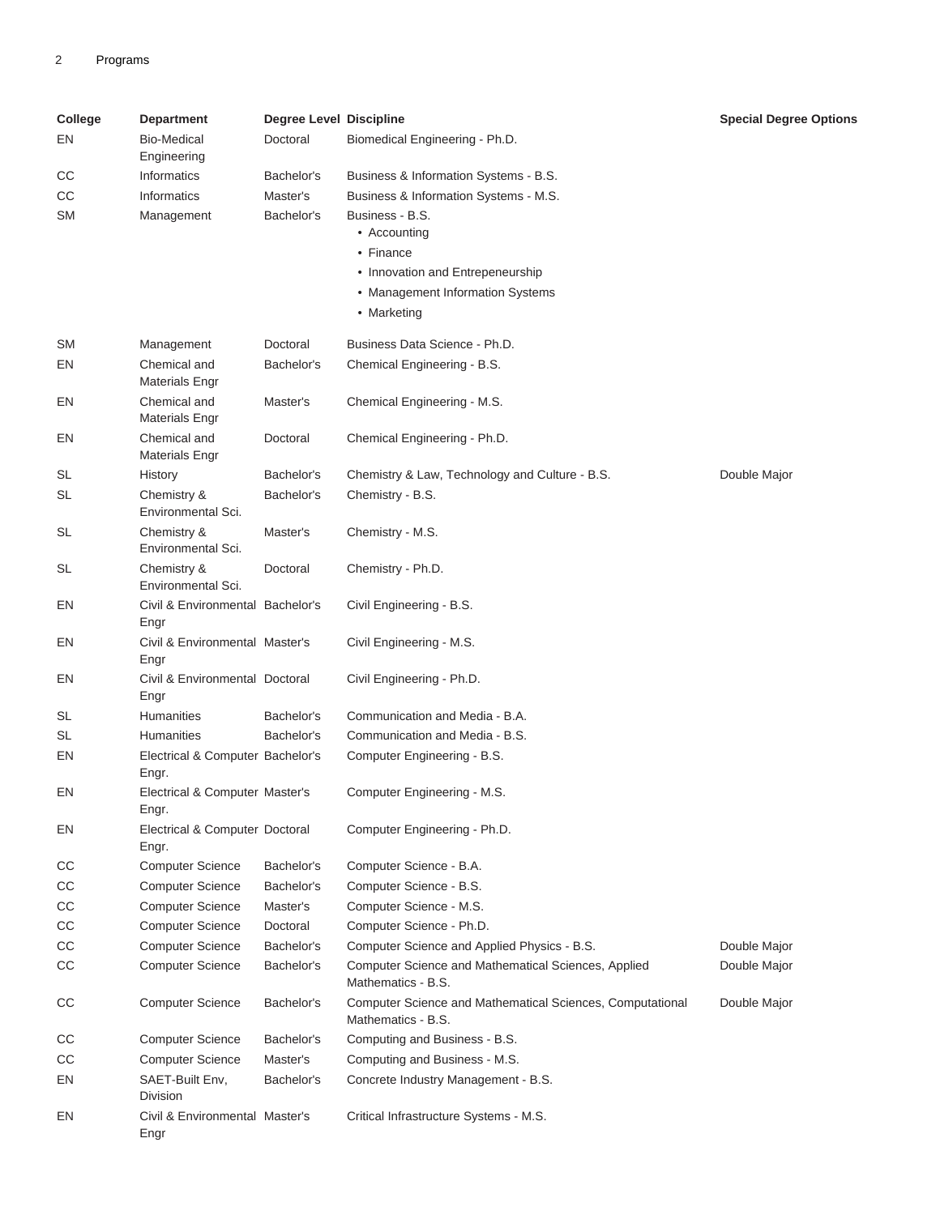| College | Department | Degree Level | Discipline | Special Degree Options |
|---|---|---|---|---|
| EN | Bio-Medical Engineering | Doctoral | Biomedical Engineering - Ph.D. | |
| CC | Informatics | Bachelor's | Business & Information Systems - B.S. | |
| CC | Informatics | Master's | Business & Information Systems - M.S. | |
| SM | Management | Bachelor's | Business - B.S.<br>• Accounting<br>• Finance<br>• Innovation and Entrepeneurship<br>• Management Information Systems<br>• Marketing | |
| SM | Management | Doctoral | Business Data Science - Ph.D. | |
| EN | Chemical and Materials Engr | Bachelor's | Chemical Engineering - B.S. | |
| EN | Chemical and Materials Engr | Master's | Chemical Engineering - M.S. | |
| EN | Chemical and Materials Engr | Doctoral | Chemical Engineering - Ph.D. | |
| SL | History | Bachelor's | Chemistry & Law, Technology and Culture - B.S. | Double Major |
| SL | Chemistry & Environmental Sci. | Bachelor's | Chemistry - B.S. | |
| SL | Chemistry & Environmental Sci. | Master's | Chemistry - M.S. | |
| SL | Chemistry & Environmental Sci. | Doctoral | Chemistry - Ph.D. | |
| EN | Civil & Environmental Engr | Bachelor's | Civil Engineering - B.S. | |
| EN | Civil & Environmental Engr | Master's | Civil Engineering - M.S. | |
| EN | Civil & Environmental Engr | Doctoral | Civil Engineering - Ph.D. | |
| SL | Humanities | Bachelor's | Communication and Media - B.A. | |
| SL | Humanities | Bachelor's | Communication and Media - B.S. | |
| EN | Electrical & Computer Engr. | Bachelor's | Computer Engineering - B.S. | |
| EN | Electrical & Computer Engr. | Master's | Computer Engineering - M.S. | |
| EN | Electrical & Computer Engr. | Doctoral | Computer Engineering - Ph.D. | |
| CC | Computer Science | Bachelor's | Computer Science - B.A. | |
| CC | Computer Science | Bachelor's | Computer Science - B.S. | |
| CC | Computer Science | Master's | Computer Science - M.S. | |
| CC | Computer Science | Doctoral | Computer Science - Ph.D. | |
| CC | Computer Science | Bachelor's | Computer Science and Applied Physics - B.S. | Double Major |
| CC | Computer Science | Bachelor's | Computer Science and Mathematical Sciences, Applied Mathematics - B.S. | Double Major |
| CC | Computer Science | Bachelor's | Computer Science and Mathematical Sciences, Computational Mathematics - B.S. | Double Major |
| CC | Computer Science | Bachelor's | Computing and Business - B.S. | |
| CC | Computer Science | Master's | Computing and Business - M.S. | |
| EN | SAET-Built Env, Division | Bachelor's | Concrete Industry Management - B.S. | |
| EN | Civil & Environmental Engr | Master's | Critical Infrastructure Systems - M.S. | |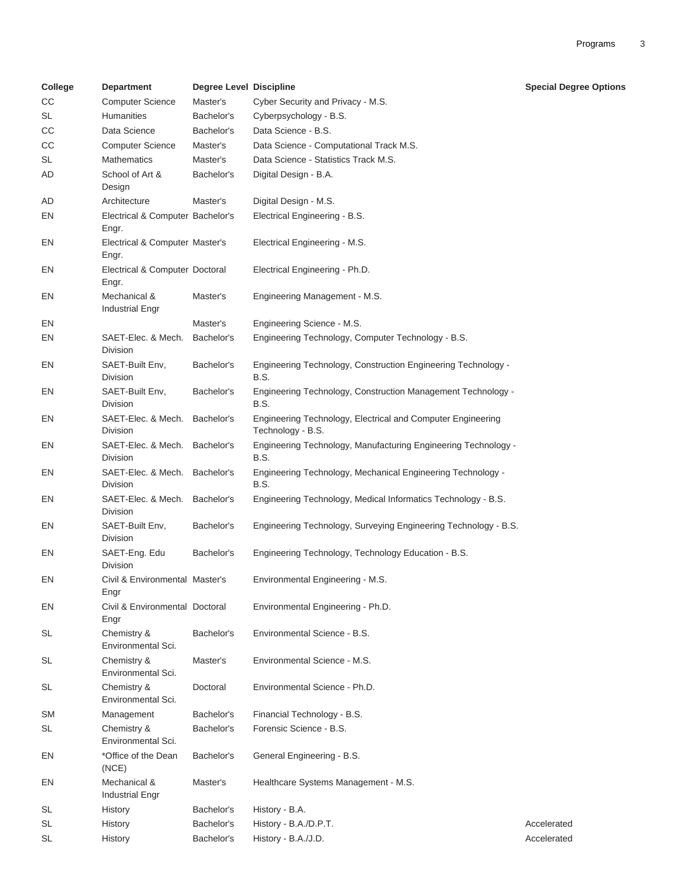| College | Department | Degree Level | Discipline | Special Degree Options |
|---|---|---|---|---|
| CC | Computer Science | Master's | Cyber Security and Privacy - M.S. | |
| SL | Humanities | Bachelor's | Cyberpsychology - B.S. | |
| CC | Data Science | Bachelor's | Data Science - B.S. | |
| CC | Computer Science | Master's | Data Science - Computational Track M.S. | |
| SL | Mathematics | Master's | Data Science - Statistics Track M.S. | |
| AD | School of Art & Design | Bachelor's | Digital Design - B.A. | |
| AD | Architecture | Master's | Digital Design - M.S. | |
| EN | Electrical & Computer Engr. | Bachelor's | Electrical Engineering - B.S. | |
| EN | Electrical & Computer Engr. | Master's | Electrical Engineering - M.S. | |
| EN | Electrical & Computer Engr. | Doctoral | Electrical Engineering - Ph.D. | |
| EN | Mechanical & Industrial Engr | Master's | Engineering Management - M.S. | |
| EN | | Master's | Engineering Science - M.S. | |
| EN | SAET-Elec. & Mech. Division | Bachelor's | Engineering Technology, Computer Technology - B.S. | |
| EN | SAET-Built Env, Division | Bachelor's | Engineering Technology, Construction Engineering Technology - B.S. | |
| EN | SAET-Built Env, Division | Bachelor's | Engineering Technology, Construction Management Technology - B.S. | |
| EN | SAET-Elec. & Mech. Division | Bachelor's | Engineering Technology, Electrical and Computer Engineering Technology - B.S. | |
| EN | SAET-Elec. & Mech. Division | Bachelor's | Engineering Technology, Manufacturing Engineering Technology - B.S. | |
| EN | SAET-Elec. & Mech. Division | Bachelor's | Engineering Technology, Mechanical Engineering Technology - B.S. | |
| EN | SAET-Elec. & Mech. Division | Bachelor's | Engineering Technology, Medical Informatics Technology - B.S. | |
| EN | SAET-Built Env, Division | Bachelor's | Engineering Technology, Surveying Engineering Technology - B.S. | |
| EN | SAET-Eng. Edu Division | Bachelor's | Engineering Technology, Technology Education - B.S. | |
| EN | Civil & Environmental Engr | Master's | Environmental Engineering - M.S. | |
| EN | Civil & Environmental Engr | Doctoral | Environmental Engineering - Ph.D. | |
| SL | Chemistry & Environmental Sci. | Bachelor's | Environmental Science - B.S. | |
| SL | Chemistry & Environmental Sci. | Master's | Environmental Science - M.S. | |
| SL | Chemistry & Environmental Sci. | Doctoral | Environmental Science - Ph.D. | |
| SM | Management | Bachelor's | Financial Technology - B.S. | |
| SL | Chemistry & Environmental Sci. | Bachelor's | Forensic Science - B.S. | |
| EN | *Office of the Dean (NCE) | Bachelor's | General Engineering - B.S. | |
| EN | Mechanical & Industrial Engr | Master's | Healthcare Systems Management - M.S. | |
| SL | History | Bachelor's | History - B.A. | |
| SL | History | Bachelor's | History - B.A./D.P.T. | Accelerated |
| SL | History | Bachelor's | History - B.A./J.D. | Accelerated |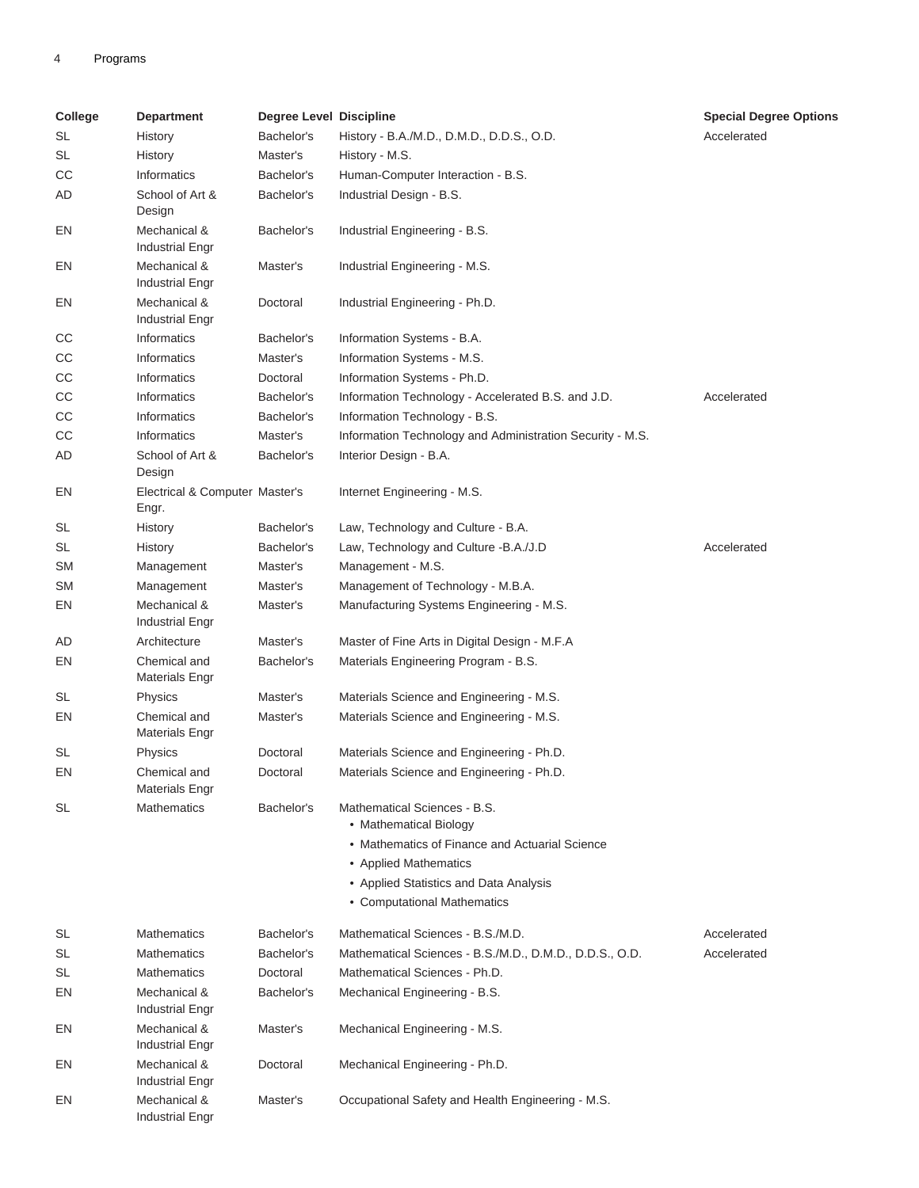| College | Department | Degree Level | Discipline | Special Degree Options |
|---|---|---|---|---|
| SL | History | Bachelor's | History - B.A./M.D., D.M.D., D.D.S., O.D. | Accelerated |
| SL | History | Master's | History - M.S. | |
| CC | Informatics | Bachelor's | Human-Computer Interaction - B.S. | |
| AD | School of Art & Design | Bachelor's | Industrial Design - B.S. | |
| EN | Mechanical & Industrial Engr | Bachelor's | Industrial Engineering - B.S. | |
| EN | Mechanical & Industrial Engr | Master's | Industrial Engineering - M.S. | |
| EN | Mechanical & Industrial Engr | Doctoral | Industrial Engineering - Ph.D. | |
| CC | Informatics | Bachelor's | Information Systems - B.A. | |
| CC | Informatics | Master's | Information Systems - M.S. | |
| CC | Informatics | Doctoral | Information Systems - Ph.D. | |
| CC | Informatics | Bachelor's | Information Technology - Accelerated B.S. and J.D. | Accelerated |
| CC | Informatics | Bachelor's | Information Technology - B.S. | |
| CC | Informatics | Master's | Information Technology and Administration Security - M.S. | |
| AD | School of Art & Design | Bachelor's | Interior Design - B.A. | |
| EN | Electrical & Computer Engr. | Master's | Internet Engineering - M.S. | |
| SL | History | Bachelor's | Law, Technology and Culture - B.A. | |
| SL | History | Bachelor's | Law, Technology and Culture -B.A./J.D | Accelerated |
| SM | Management | Master's | Management - M.S. | |
| SM | Management | Master's | Management of Technology - M.B.A. | |
| EN | Mechanical & Industrial Engr | Master's | Manufacturing Systems Engineering - M.S. | |
| AD | Architecture | Master's | Master of Fine Arts in Digital Design - M.F.A | |
| EN | Chemical and Materials Engr | Bachelor's | Materials Engineering Program - B.S. | |
| SL | Physics | Master's | Materials Science and Engineering - M.S. | |
| EN | Chemical and Materials Engr | Master's | Materials Science and Engineering - M.S. | |
| SL | Physics | Doctoral | Materials Science and Engineering - Ph.D. | |
| EN | Chemical and Materials Engr | Doctoral | Materials Science and Engineering - Ph.D. | |
| SL | Mathematics | Bachelor's | Mathematical Sciences - B.S.<br>• Mathematical Biology<br>• Mathematics of Finance and Actuarial Science<br>• Applied Mathematics<br>• Applied Statistics and Data Analysis<br>• Computational Mathematics | |
| SL | Mathematics | Bachelor's | Mathematical Sciences - B.S./M.D. | Accelerated |
| SL | Mathematics | Bachelor's | Mathematical Sciences - B.S./M.D., D.M.D., D.D.S., O.D. | Accelerated |
| SL | Mathematics | Doctoral | Mathematical Sciences - Ph.D. | |
| EN | Mechanical & Industrial Engr | Bachelor's | Mechanical Engineering - B.S. | |
| EN | Mechanical & Industrial Engr | Master's | Mechanical Engineering - M.S. | |
| EN | Mechanical & Industrial Engr | Doctoral | Mechanical Engineering - Ph.D. | |
| EN | Mechanical & Industrial Engr | Master's | Occupational Safety and Health Engineering - M.S. | |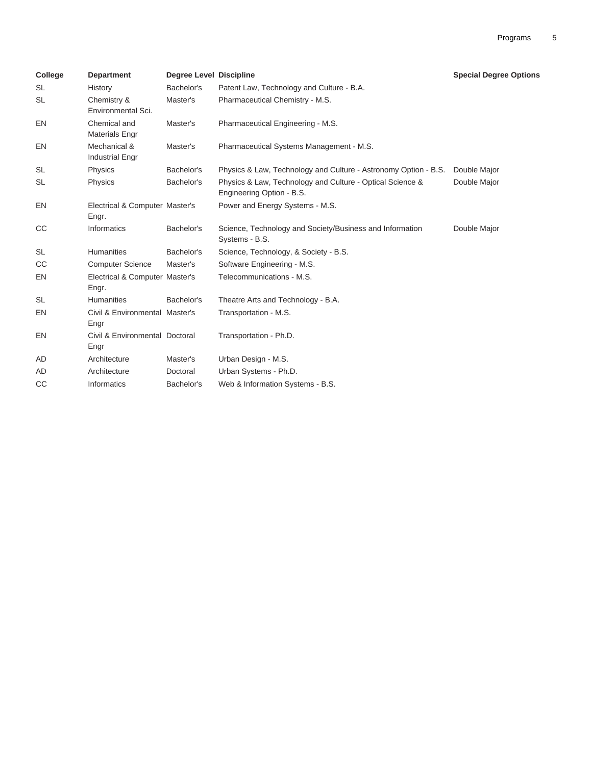| College | Department | Degree Level | Discipline | Special Degree Options |
|---|---|---|---|---|
| SL | History | Bachelor's | Patent Law, Technology and Culture - B.A. | |
| SL | Chemistry & Environmental Sci. | Master's | Pharmaceutical Chemistry - M.S. | |
| EN | Chemical and Materials Engr | Master's | Pharmaceutical Engineering - M.S. | |
| EN | Mechanical & Industrial Engr | Master's | Pharmaceutical Systems Management - M.S. | |
| SL | Physics | Bachelor's | Physics & Law, Technology and Culture - Astronomy Option - B.S. | Double Major |
| SL | Physics | Bachelor's | Physics & Law, Technology and Culture - Optical Science & Engineering Option - B.S. | Double Major |
| EN | Electrical & Computer Engr. | Master's | Power and Energy Systems - M.S. | |
| CC | Informatics | Bachelor's | Science, Technology and Society/Business and Information Systems - B.S. | Double Major |
| SL | Humanities | Bachelor's | Science, Technology, & Society - B.S. | |
| CC | Computer Science | Master's | Software Engineering - M.S. | |
| EN | Electrical & Computer Engr. | Master's | Telecommunications - M.S. | |
| SL | Humanities | Bachelor's | Theatre Arts and Technology - B.A. | |
| EN | Civil & Environmental Engr | Master's | Transportation - M.S. | |
| EN | Civil & Environmental Engr | Doctoral | Transportation - Ph.D. | |
| AD | Architecture | Master's | Urban Design - M.S. | |
| AD | Architecture | Doctoral | Urban Systems - Ph.D. | |
| CC | Informatics | Bachelor's | Web & Information Systems - B.S. | |